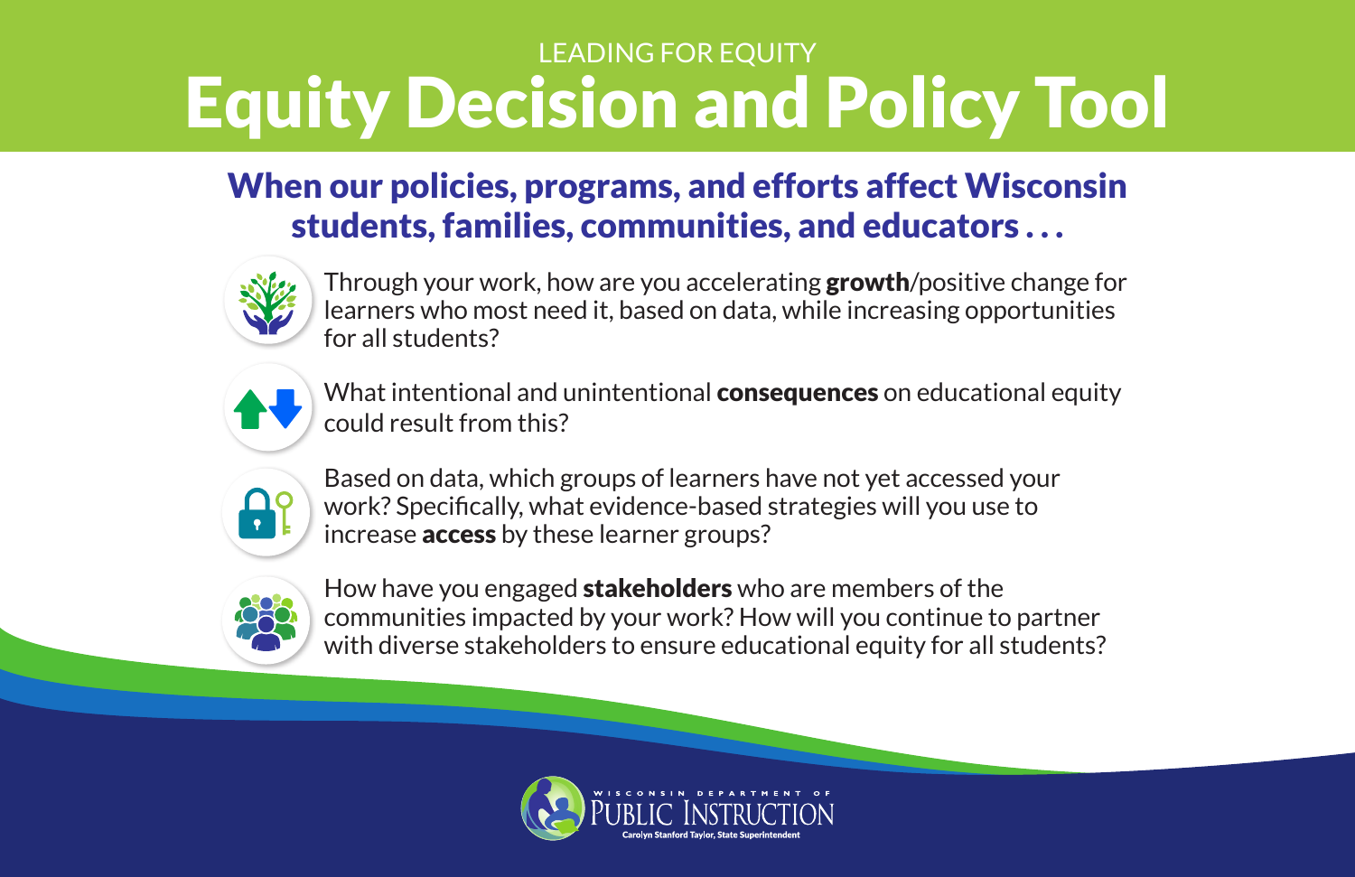LEADING FOR EQUITY

# Equity Decision and Policy Tool

## When our policies, programs, and efforts affect Wisconsin students, families, communities, and educators . . .

Through your work, how are you accelerating **growth**/positive change for learners who most need it, based on data, while increasing opportunities for all students?

What intentional and unintentional **consequences** on educational equity could result from this?

Based on data, which groups of learners have not yet accessed your work? Specifically, what evidence-based strategies will you use to increase **access** by these learner groups?

How have you engaged **stakeholders** who are members of the communities impacted by your work? How will you continue to partner with diverse stakeholders to ensure educational equity for all students?

WISCONSIN DEPARTMENT OF PUBLIC INSTRUCTION
Carolyn Stanford Taylor, State Superintendent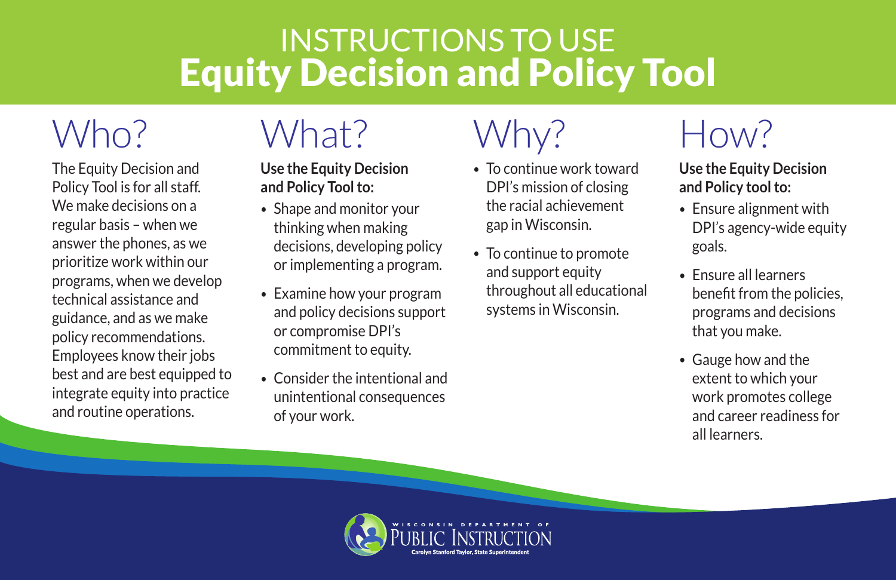# INSTRUCTIONS TO USE Equity Decision and Policy Tool

## Who?

The Equity Decision and Policy Tool is for all staff. We make decisions on a regular basis – when we answer the phones, as we prioritize work within our programs, when we develop technical assistance and guidance, and as we make policy recommendations. Employees know their jobs best and are best equipped to integrate equity into practice and routine operations.

## What?

**Use the Equity Decision and Policy Tool to:**

- Shape and monitor your thinking when making decisions, developing policy or implementing a program.
- Examine how your program and policy decisions support or compromise DPI's commitment to equity.
- Consider the intentional and unintentional consequences of your work.

## Why?

- To continue work toward DPI's mission of closing the racial achievement gap in Wisconsin.
- To continue to promote and support equity throughout all educational systems in Wisconsin.

## How?

**Use the Equity Decision and Policy tool to:**

- Ensure alignment with DPI's agency-wide equity goals.
- Ensure all learners benefit from the policies, programs and decisions that you make.
- Gauge how and the extent to which your work promotes college and career readiness for all learners.

WISCONSIN DEPARTMENT OF PUBLIC INSTRUCTION
Carolyn Stanford Taylor, State Superintendent